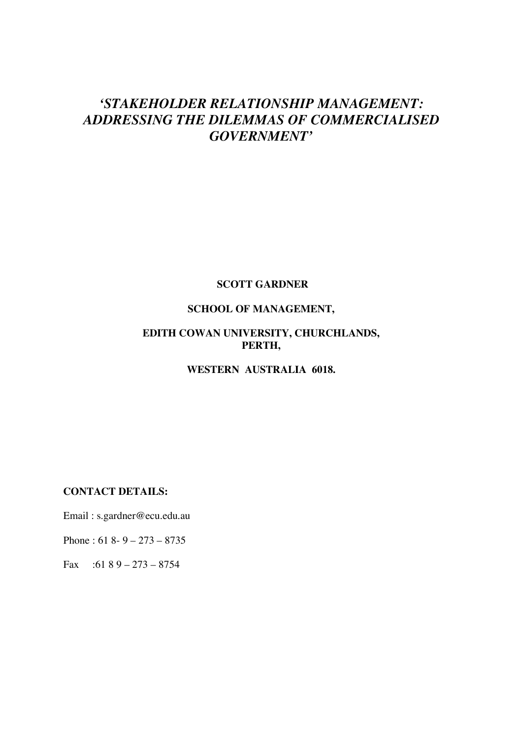# *'STAKEHOLDER RELATIONSHIP MANAGEMENT: ADDRESSING THE DILEMMAS OF COMMERCIALISED GOVERNMENT'*

**SCOTT GARDNER**

**SCHOOL OF MANAGEMENT,**

**EDITH COWAN UNIVERSITY, CHURCHLANDS, PERTH,**

**WESTERN AUSTRALIA 6018.**

**CONTACT DETAILS:**

Email : s.gardner@ecu.edu.au

Phone : 61 8- 9 – 273 – 8735

Fax :61 8 9 – 273 – 8754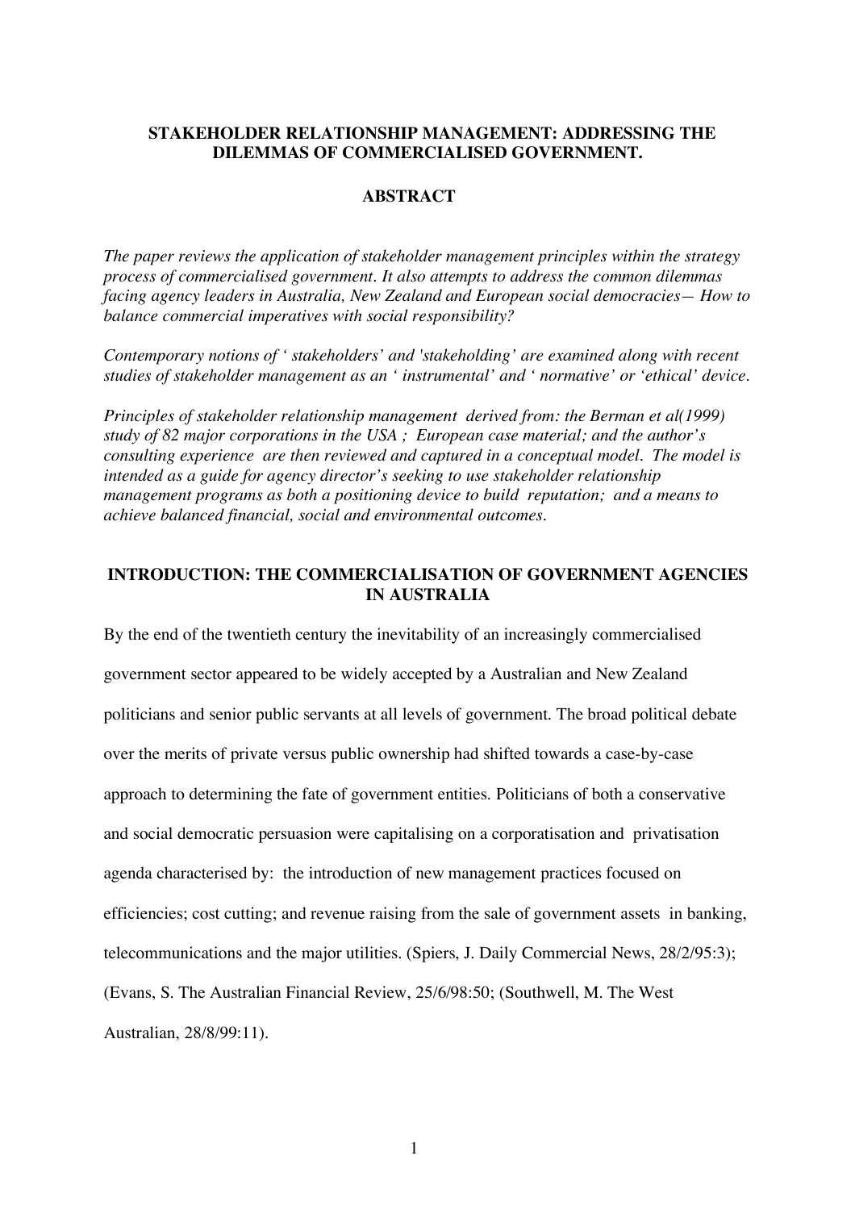**STAKEHOLDER RELATIONSHIP MANAGEMENT: ADDRESSING THE DILEMMAS OF COMMERCIALISED GOVERNMENT.**

## ABSTRACT

*The paper reviews the application of stakeholder management principles within the strategy process of commercialised government. It also attempts to address the common dilemmas facing agency leaders in Australia, New Zealand and European social democracies— How to balance commercial imperatives with social responsibility?*

*Contemporary notions of ' stakeholders' and 'stakeholding' are examined along with recent studies of stakeholder management as an ' instrumental' and ' normative' or 'ethical' device.*

*Principles of stakeholder relationship management derived from: the Berman et al(1999) study of 82 major corporations in the USA ; European case material; and the author's consulting experience are then reviewed and captured in a conceptual model. The model is intended as a guide for agency director's seeking to use stakeholder relationship management programs as both a positioning device to build reputation; and a means to achieve balanced financial, social and environmental outcomes.*

## INTRODUCTION: THE COMMERCIALISATION OF GOVERNMENT AGENCIES IN AUSTRALIA

By the end of the twentieth century the inevitability of an increasingly commercialised government sector appeared to be widely accepted by a Australian and New Zealand politicians and senior public servants at all levels of government. The broad political debate over the merits of private versus public ownership had shifted towards a case-by-case approach to determining the fate of government entities. Politicians of both a conservative and social democratic persuasion were capitalising on a corporatisation and privatisation agenda characterised by: the introduction of new management practices focused on efficiencies; cost cutting; and revenue raising from the sale of government assets in banking, telecommunications and the major utilities. (Spiers, J. Daily Commercial News, 28/2/95:3); (Evans, S. The Australian Financial Review, 25/6/98:50; (Southwell, M. The West Australian, 28/8/99:11).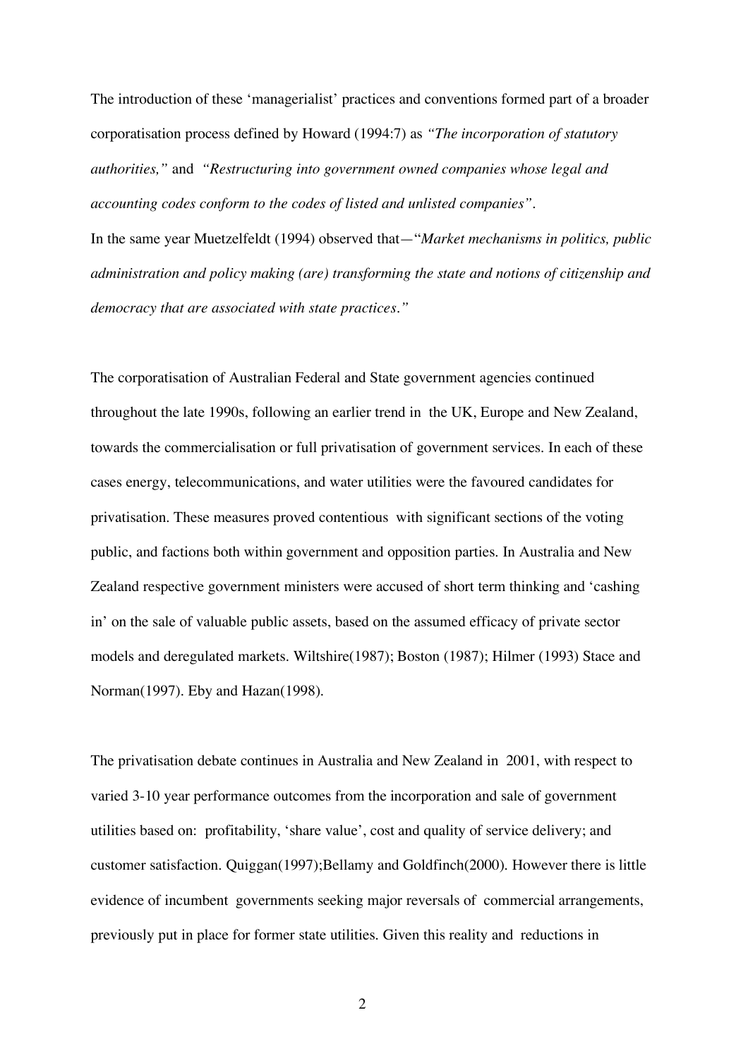The introduction of these 'managerialist' practices and conventions formed part of a broader corporatisation process defined by Howard (1994:7) as *"The incorporation of statutory authorities,"* and *"Restructuring into government owned companies whose legal and accounting codes conform to the codes of listed and unlisted companies"*.
In the same year Muetzelfeldt (1994) observed that—"*Market mechanisms in politics, public administration and policy making (are) transforming the state and notions of citizenship and democracy that are associated with state practices*."

The corporatisation of Australian Federal and State government agencies continued throughout the late 1990s, following an earlier trend in the UK, Europe and New Zealand, towards the commercialisation or full privatisation of government services. In each of these cases energy, telecommunications, and water utilities were the favoured candidates for privatisation. These measures proved contentious with significant sections of the voting public, and factions both within government and opposition parties. In Australia and New Zealand respective government ministers were accused of short term thinking and 'cashing in' on the sale of valuable public assets, based on the assumed efficacy of private sector models and deregulated markets. Wiltshire(1987); Boston (1987); Hilmer (1993) Stace and Norman(1997). Eby and Hazan(1998).

The privatisation debate continues in Australia and New Zealand in 2001, with respect to varied 3-10 year performance outcomes from the incorporation and sale of government utilities based on: profitability, 'share value', cost and quality of service delivery; and customer satisfaction. Quiggan(1997);Bellamy and Goldfinch(2000). However there is little evidence of incumbent governments seeking major reversals of commercial arrangements, previously put in place for former state utilities. Given this reality and reductions in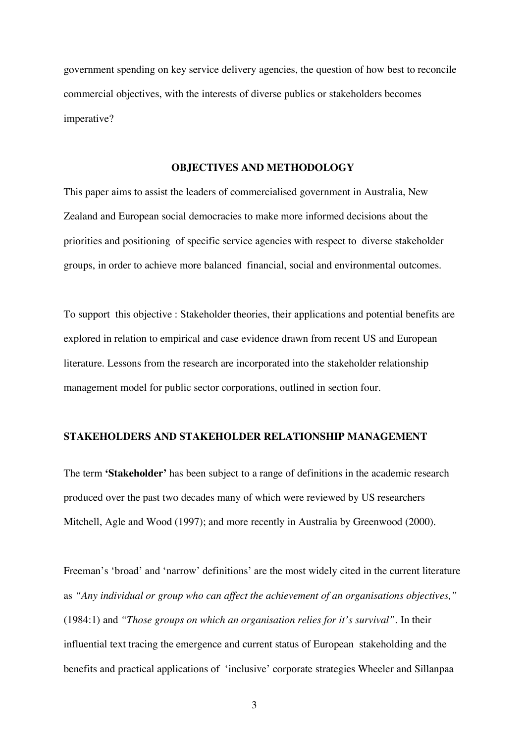government spending on key service delivery agencies, the question of how best to reconcile commercial objectives, with the interests of diverse publics or stakeholders becomes imperative?

## OBJECTIVES AND METHODOLOGY

This paper aims to assist the leaders of commercialised government in Australia, New Zealand and European social democracies to make more informed decisions about the priorities and positioning of specific service agencies with respect to diverse stakeholder groups, in order to achieve more balanced financial, social and environmental outcomes.

To support this objective : Stakeholder theories, their applications and potential benefits are explored in relation to empirical and case evidence drawn from recent US and European literature. Lessons from the research are incorporated into the stakeholder relationship management model for public sector corporations, outlined in section four.

## STAKEHOLDERS AND STAKEHOLDER RELATIONSHIP MANAGEMENT

The term **'Stakeholder'** has been subject to a range of definitions in the academic research produced over the past two decades many of which were reviewed by US researchers Mitchell, Agle and Wood (1997); and more recently in Australia by Greenwood (2000).

Freeman's 'broad' and 'narrow' definitions' are the most widely cited in the current literature as *"Any individual or group who can affect the achievement of an organisations objectives,"* (1984:1) and *"Those groups on which an organisation relies for it's survival"*. In their influential text tracing the emergence and current status of European stakeholding and the benefits and practical applications of 'inclusive' corporate strategies Wheeler and Sillanpaa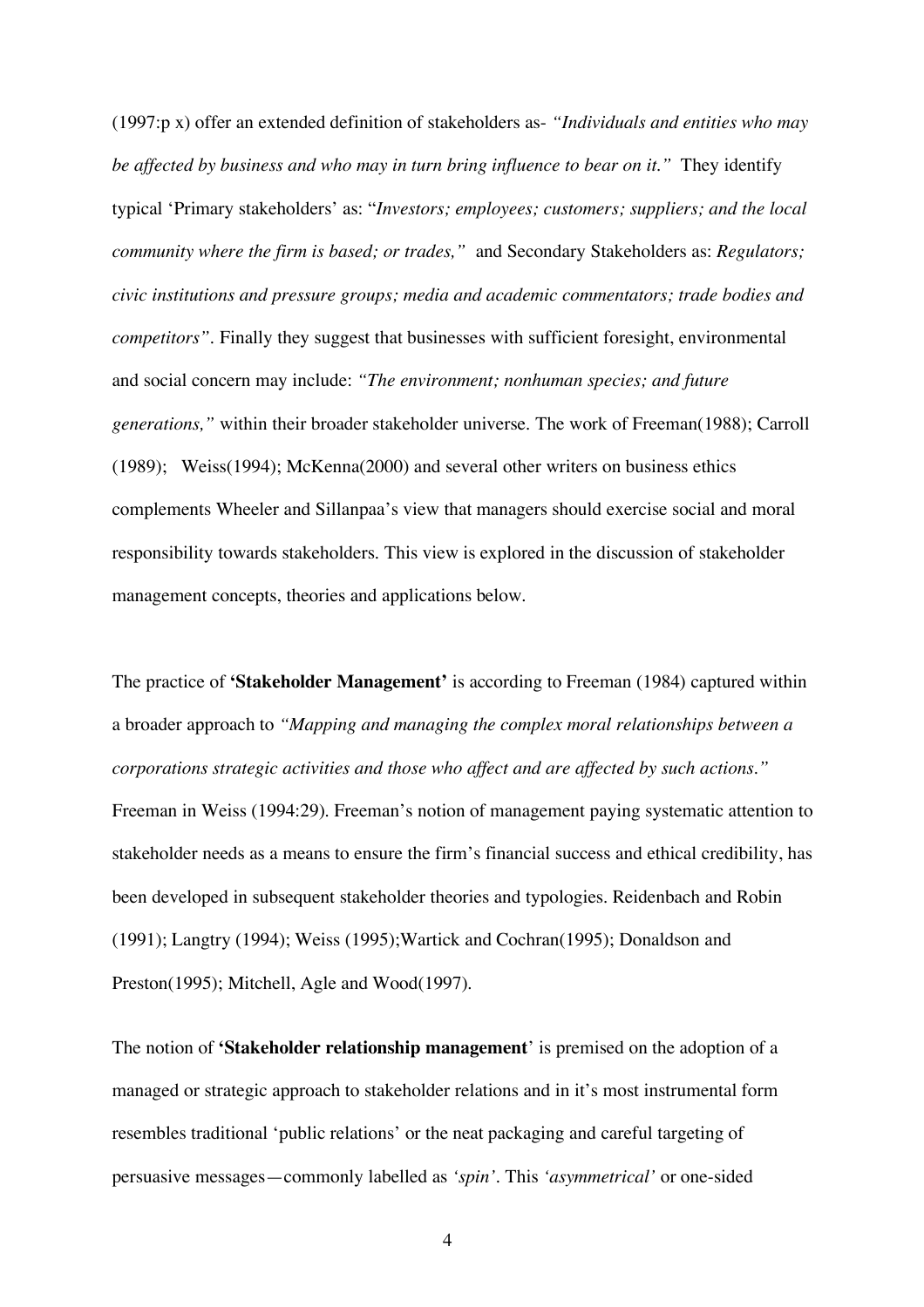(1997:p x) offer an extended definition of stakeholders as- *"Individuals and entities who may be affected by business and who may in turn bring influence to bear on it."* They identify typical 'Primary stakeholders' as: "*Investors; employees; customers; suppliers; and the local community where the firm is based; or trades,"* and Secondary Stakeholders as: *Regulators; civic institutions and pressure groups; media and academic commentators; trade bodies and competitors"*. Finally they suggest that businesses with sufficient foresight, environmental and social concern may include: *"The environment; nonhuman species; and future generations,"* within their broader stakeholder universe. The work of Freeman(1988); Carroll (1989); Weiss(1994); McKenna(2000) and several other writers on business ethics complements Wheeler and Sillanpaa's view that managers should exercise social and moral responsibility towards stakeholders. This view is explored in the discussion of stakeholder management concepts, theories and applications below.

The practice of **'Stakeholder Management'** is according to Freeman (1984) captured within a broader approach to *"Mapping and managing the complex moral relationships between a corporations strategic activities and those who affect and are affected by such actions."* Freeman in Weiss (1994:29). Freeman's notion of management paying systematic attention to stakeholder needs as a means to ensure the firm's financial success and ethical credibility, has been developed in subsequent stakeholder theories and typologies. Reidenbach and Robin (1991); Langtry (1994); Weiss (1995);Wartick and Cochran(1995); Donaldson and Preston(1995); Mitchell, Agle and Wood(1997).

The notion of **'Stakeholder relationship management**' is premised on the adoption of a managed or strategic approach to stakeholder relations and in it's most instrumental form resembles traditional 'public relations' or the neat packaging and careful targeting of persuasive messages—commonly labelled as *'spin'*. This *'asymmetrical'* or one-sided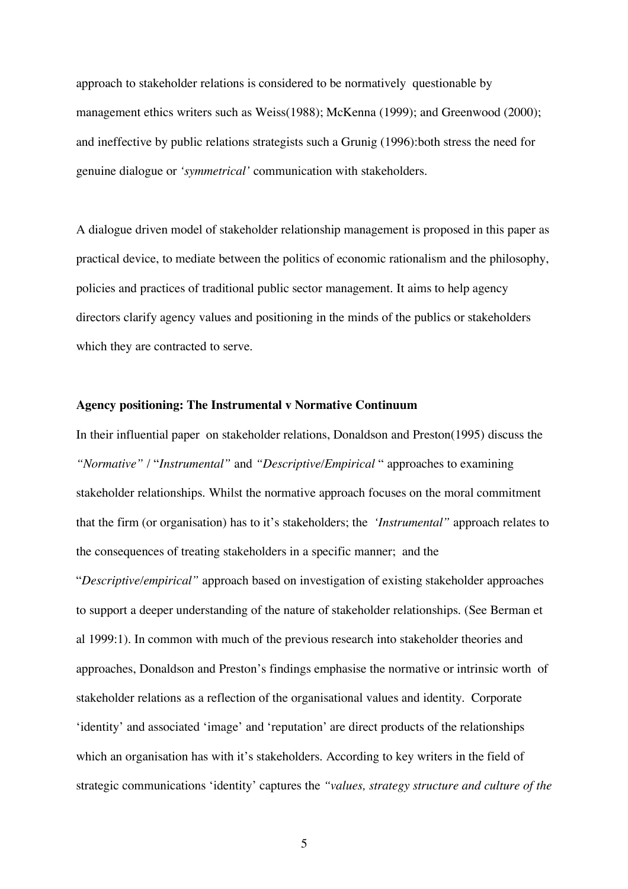approach to stakeholder relations is considered to be normatively questionable by management ethics writers such as Weiss(1988); McKenna (1999); and Greenwood (2000); and ineffective by public relations strategists such a Grunig (1996):both stress the need for genuine dialogue or *'symmetrical'* communication with stakeholders.

A dialogue driven model of stakeholder relationship management is proposed in this paper as practical device, to mediate between the politics of economic rationalism and the philosophy, policies and practices of traditional public sector management. It aims to help agency directors clarify agency values and positioning in the minds of the publics or stakeholders which they are contracted to serve.

**Agency positioning: The Instrumental v Normative Continuum**

In their influential paper on stakeholder relations, Donaldson and Preston(1995) discuss the *"Normative"* / "*Instrumental"* and *"Descriptive/Empirical* " approaches to examining stakeholder relationships. Whilst the normative approach focuses on the moral commitment that the firm (or organisation) has to it's stakeholders; the *'Instrumental"* approach relates to the consequences of treating stakeholders in a specific manner; and the "*Descriptive/empirical"* approach based on investigation of existing stakeholder approaches to support a deeper understanding of the nature of stakeholder relationships. (See Berman et al 1999:1). In common with much of the previous research into stakeholder theories and approaches, Donaldson and Preston's findings emphasise the normative or intrinsic worth of stakeholder relations as a reflection of the organisational values and identity. Corporate 'identity' and associated 'image' and 'reputation' are direct products of the relationships which an organisation has with it's stakeholders. According to key writers in the field of strategic communications 'identity' captures the *"values, strategy structure and culture of the*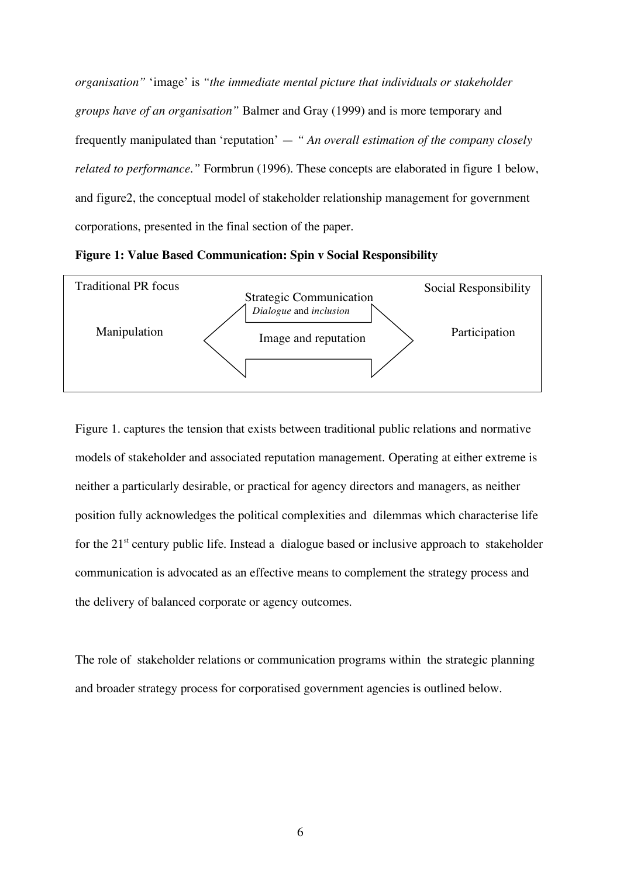*organisation"* 'image' is *"the immediate mental picture that individuals or stakeholder groups have of an organisation"* Balmer and Gray (1999) and is more temporary and frequently manipulated than 'reputation' — *" An overall estimation of the company closely related to performance."* Formbrun (1996). These concepts are elaborated in figure 1 below, and figure2, the conceptual model of stakeholder relationship management for government corporations, presented in the final section of the paper.

**Figure 1: Value Based Communication: Spin v Social Responsibility**

| Traditional PR focus | Strategic Communication *Dialogue* and *inclusion* | Social Responsibility |
|---|---|---|
| Manipulation | ⟵ Image and reputation ⟶ | Participation |

Figure 1. captures the tension that exists between traditional public relations and normative models of stakeholder and associated reputation management. Operating at either extreme is neither a particularly desirable, or practical for agency directors and managers, as neither position fully acknowledges the political complexities and dilemmas which characterise life for the 21st century public life. Instead a dialogue based or inclusive approach to stakeholder communication is advocated as an effective means to complement the strategy process and the delivery of balanced corporate or agency outcomes.

The role of stakeholder relations or communication programs within the strategic planning and broader strategy process for corporatised government agencies is outlined below.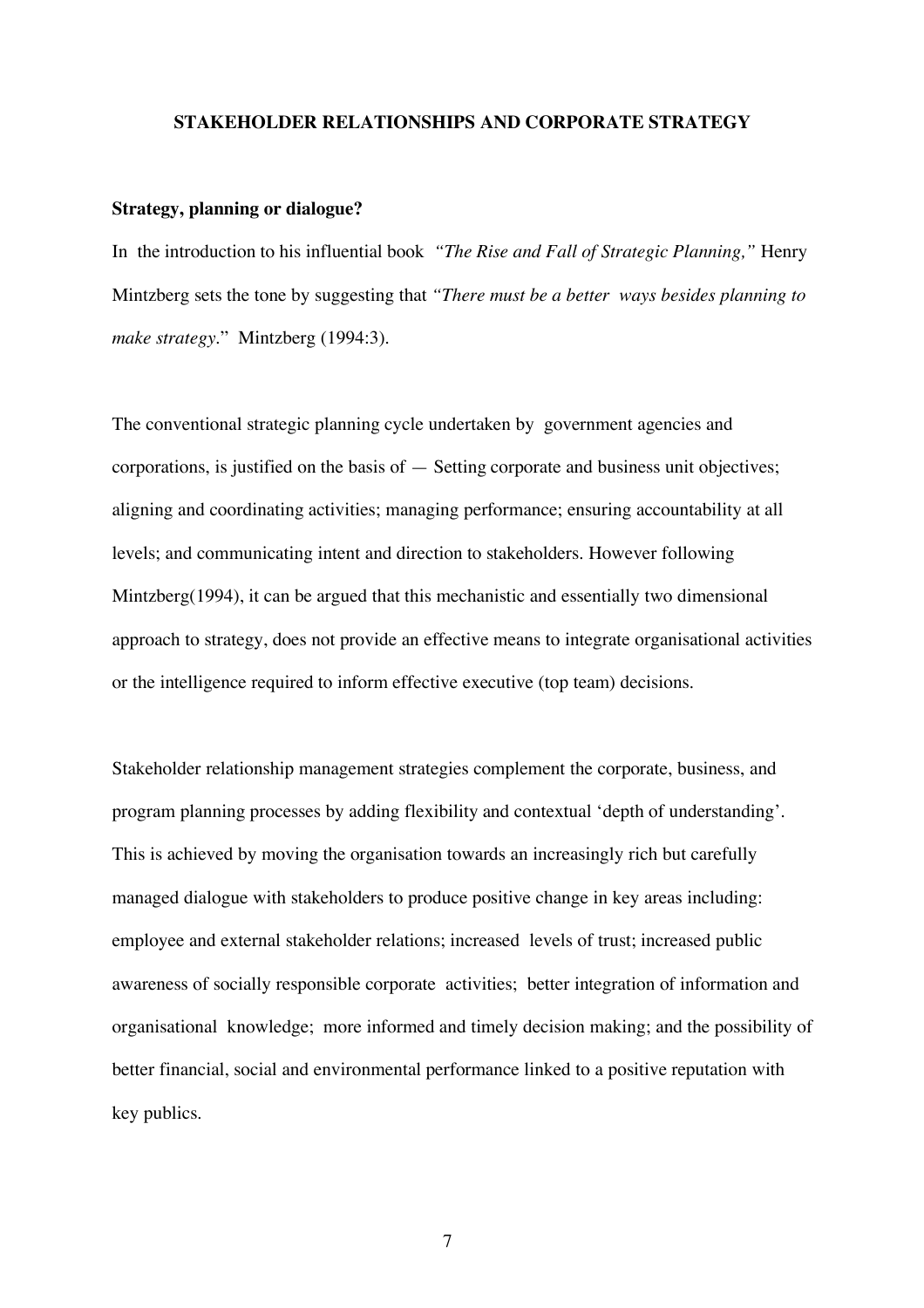## STAKEHOLDER RELATIONSHIPS AND CORPORATE STRATEGY

### Strategy, planning or dialogue?

In the introduction to his influential book *"The Rise and Fall of Strategic Planning,"* Henry Mintzberg sets the tone by suggesting that *"There must be a better ways besides planning to make strategy.*" Mintzberg (1994:3).

The conventional strategic planning cycle undertaken by government agencies and corporations, is justified on the basis of — Setting corporate and business unit objectives; aligning and coordinating activities; managing performance; ensuring accountability at all levels; and communicating intent and direction to stakeholders. However following Mintzberg(1994), it can be argued that this mechanistic and essentially two dimensional approach to strategy, does not provide an effective means to integrate organisational activities or the intelligence required to inform effective executive (top team) decisions.

Stakeholder relationship management strategies complement the corporate, business, and program planning processes by adding flexibility and contextual 'depth of understanding'. This is achieved by moving the organisation towards an increasingly rich but carefully managed dialogue with stakeholders to produce positive change in key areas including: employee and external stakeholder relations; increased levels of trust; increased public awareness of socially responsible corporate activities; better integration of information and organisational knowledge; more informed and timely decision making; and the possibility of better financial, social and environmental performance linked to a positive reputation with key publics.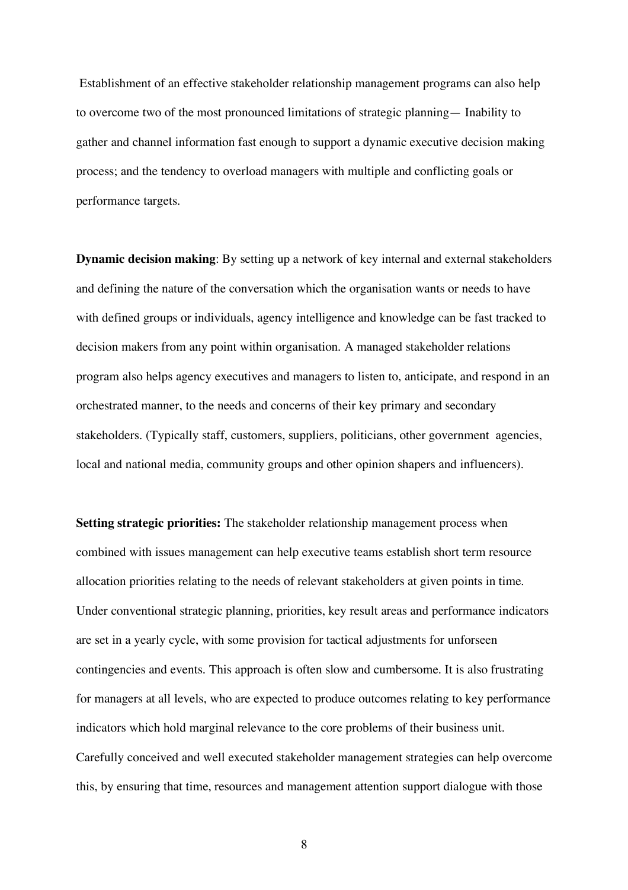Establishment of an effective stakeholder relationship management programs can also help to overcome two of the most pronounced limitations of strategic planning— Inability to gather and channel information fast enough to support a dynamic executive decision making process; and the tendency to overload managers with multiple and conflicting goals or performance targets.

**Dynamic decision making**: By setting up a network of key internal and external stakeholders and defining the nature of the conversation which the organisation wants or needs to have with defined groups or individuals, agency intelligence and knowledge can be fast tracked to decision makers from any point within organisation. A managed stakeholder relations program also helps agency executives and managers to listen to, anticipate, and respond in an orchestrated manner, to the needs and concerns of their key primary and secondary stakeholders. (Typically staff, customers, suppliers, politicians, other government agencies, local and national media, community groups and other opinion shapers and influencers).

**Setting strategic priorities:** The stakeholder relationship management process when combined with issues management can help executive teams establish short term resource allocation priorities relating to the needs of relevant stakeholders at given points in time. Under conventional strategic planning, priorities, key result areas and performance indicators are set in a yearly cycle, with some provision for tactical adjustments for unforseen contingencies and events. This approach is often slow and cumbersome. It is also frustrating for managers at all levels, who are expected to produce outcomes relating to key performance indicators which hold marginal relevance to the core problems of their business unit. Carefully conceived and well executed stakeholder management strategies can help overcome this, by ensuring that time, resources and management attention support dialogue with those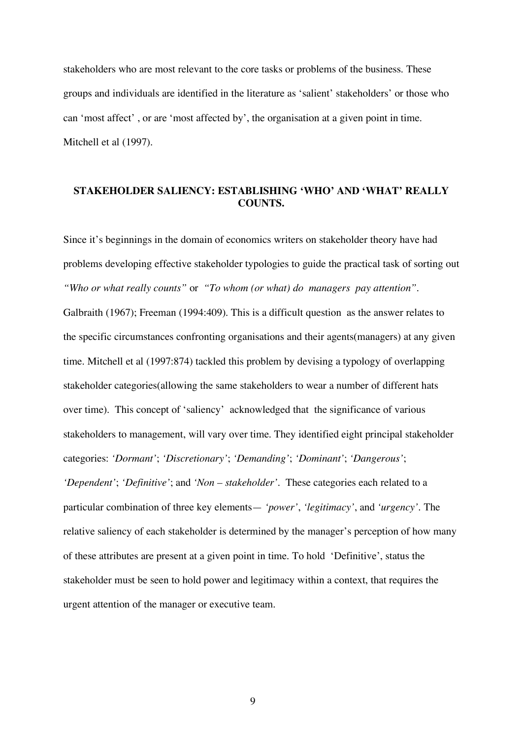stakeholders who are most relevant to the core tasks or problems of the business. These groups and individuals are identified in the literature as 'salient' stakeholders' or those who can 'most affect' , or are 'most affected by', the organisation at a given point in time. Mitchell et al (1997).

## STAKEHOLDER SALIENCY: ESTABLISHING 'WHO' AND 'WHAT' REALLY COUNTS.

Since it's beginnings in the domain of economics writers on stakeholder theory have had problems developing effective stakeholder typologies to guide the practical task of sorting out *"Who or what really counts"* or *"To whom (or what) do managers pay attention"*. Galbraith (1967); Freeman (1994:409). This is a difficult question as the answer relates to the specific circumstances confronting organisations and their agents(managers) at any given time. Mitchell et al (1997:874) tackled this problem by devising a typology of overlapping stakeholder categories(allowing the same stakeholders to wear a number of different hats over time). This concept of 'saliency' acknowledged that the significance of various stakeholders to management, will vary over time. They identified eight principal stakeholder categories: *'Dormant'*; *'Discretionary'*; *'Demanding'*; *'Dominant'*; *'Dangerous'*; *'Dependent'*; *'Definitive'*; and *'Non – stakeholder'*. These categories each related to a particular combination of three key elements— *'power'*, *'legitimacy'*, and *'urgency'*. The relative saliency of each stakeholder is determined by the manager's perception of how many of these attributes are present at a given point in time. To hold 'Definitive', status the stakeholder must be seen to hold power and legitimacy within a context, that requires the urgent attention of the manager or executive team.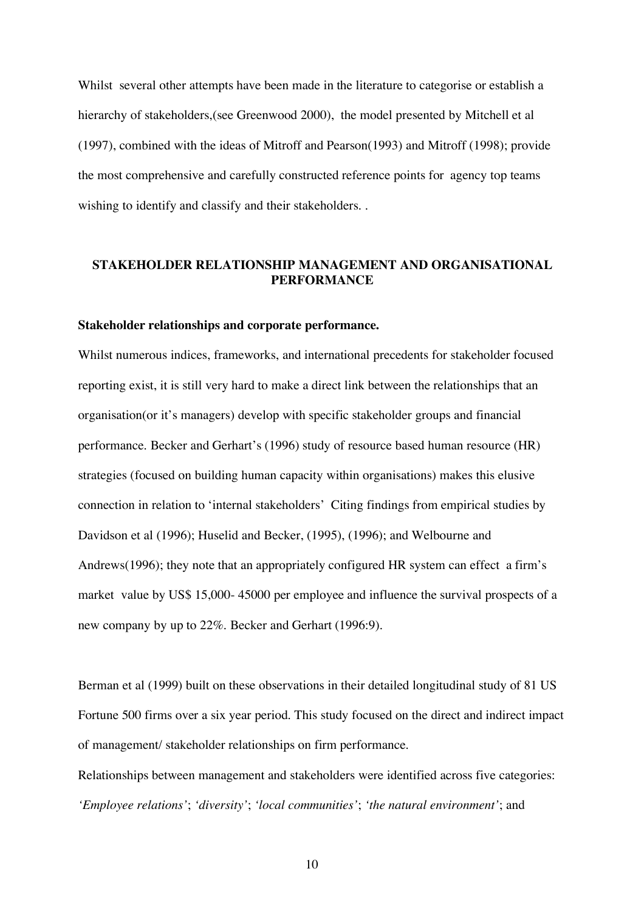Whilst several other attempts have been made in the literature to categorise or establish a hierarchy of stakeholders,(see Greenwood 2000), the model presented by Mitchell et al (1997), combined with the ideas of Mitroff and Pearson(1993) and Mitroff (1998); provide the most comprehensive and carefully constructed reference points for agency top teams wishing to identify and classify and their stakeholders. .

## STAKEHOLDER RELATIONSHIP MANAGEMENT AND ORGANISATIONAL PERFORMANCE

### Stakeholder relationships and corporate performance.

Whilst numerous indices, frameworks, and international precedents for stakeholder focused reporting exist, it is still very hard to make a direct link between the relationships that an organisation(or it's managers) develop with specific stakeholder groups and financial performance. Becker and Gerhart's (1996) study of resource based human resource (HR) strategies (focused on building human capacity within organisations) makes this elusive connection in relation to 'internal stakeholders' Citing findings from empirical studies by Davidson et al (1996); Huselid and Becker, (1995), (1996); and Welbourne and Andrews(1996); they note that an appropriately configured HR system can effect a firm's market value by US$ 15,000- 45000 per employee and influence the survival prospects of a new company by up to 22%. Becker and Gerhart (1996:9).

Berman et al (1999) built on these observations in their detailed longitudinal study of 81 US Fortune 500 firms over a six year period. This study focused on the direct and indirect impact of management/ stakeholder relationships on firm performance.

Relationships between management and stakeholders were identified across five categories: *'Employee relations'*; *'diversity'*; *'local communities'*; *'the natural environment'*; and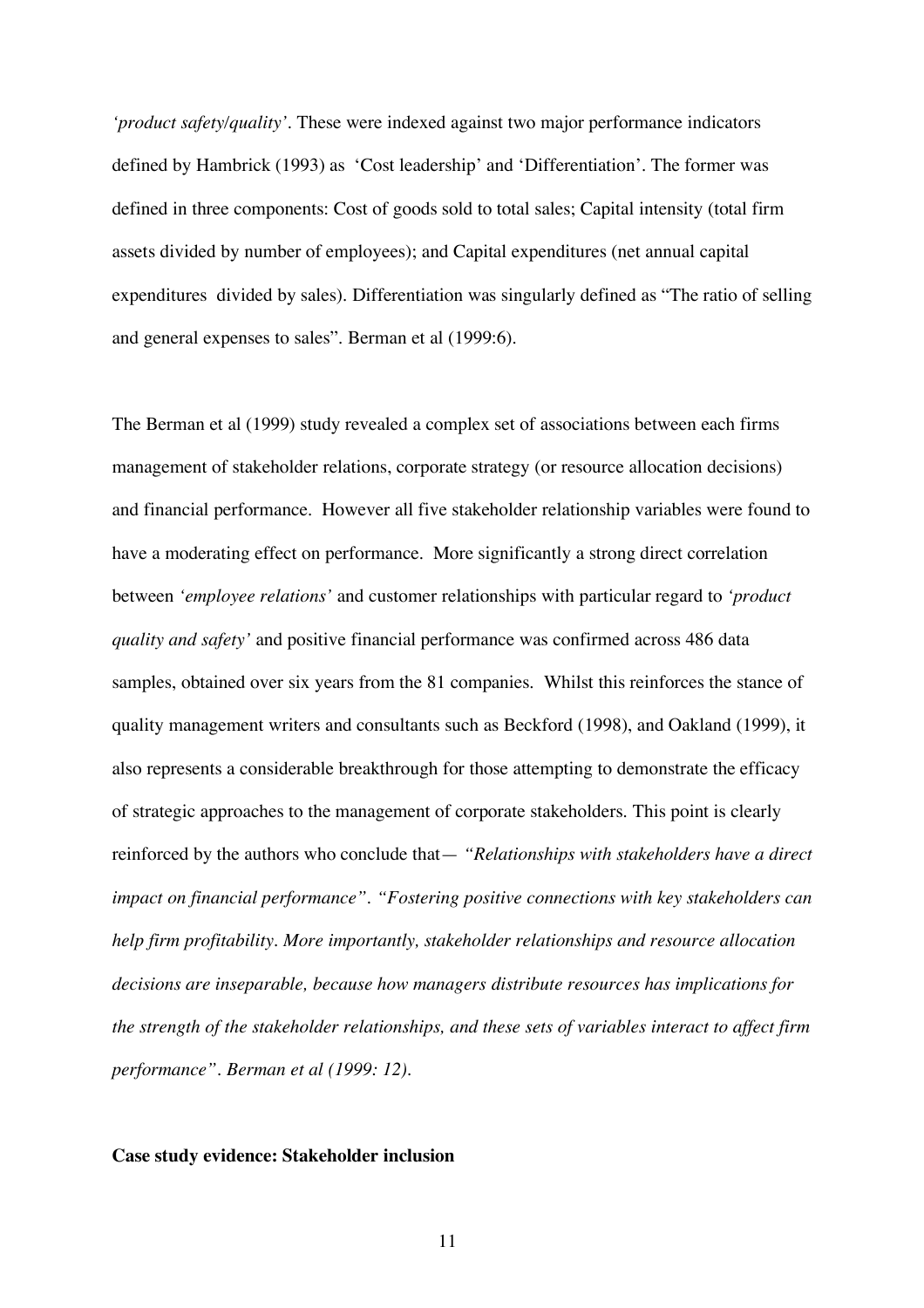*'product safety/quality'*. These were indexed against two major performance indicators defined by Hambrick (1993) as 'Cost leadership' and 'Differentiation'. The former was defined in three components: Cost of goods sold to total sales; Capital intensity (total firm assets divided by number of employees); and Capital expenditures (net annual capital expenditures divided by sales). Differentiation was singularly defined as "The ratio of selling and general expenses to sales". Berman et al (1999:6).

The Berman et al (1999) study revealed a complex set of associations between each firms management of stakeholder relations, corporate strategy (or resource allocation decisions) and financial performance. However all five stakeholder relationship variables were found to have a moderating effect on performance. More significantly a strong direct correlation between *'employee relations'* and customer relationships with particular regard to *'product quality and safety'* and positive financial performance was confirmed across 486 data samples, obtained over six years from the 81 companies. Whilst this reinforces the stance of quality management writers and consultants such as Beckford (1998), and Oakland (1999), it also represents a considerable breakthrough for those attempting to demonstrate the efficacy of strategic approaches to the management of corporate stakeholders. This point is clearly reinforced by the authors who conclude that— *"Relationships with stakeholders have a direct impact on financial performance". "Fostering positive connections with key stakeholders can help firm profitability. More importantly, stakeholder relationships and resource allocation decisions are inseparable, because how managers distribute resources has implications for the strength of the stakeholder relationships, and these sets of variables interact to affect firm performance". Berman et al (1999: 12).*

**Case study evidence: Stakeholder inclusion**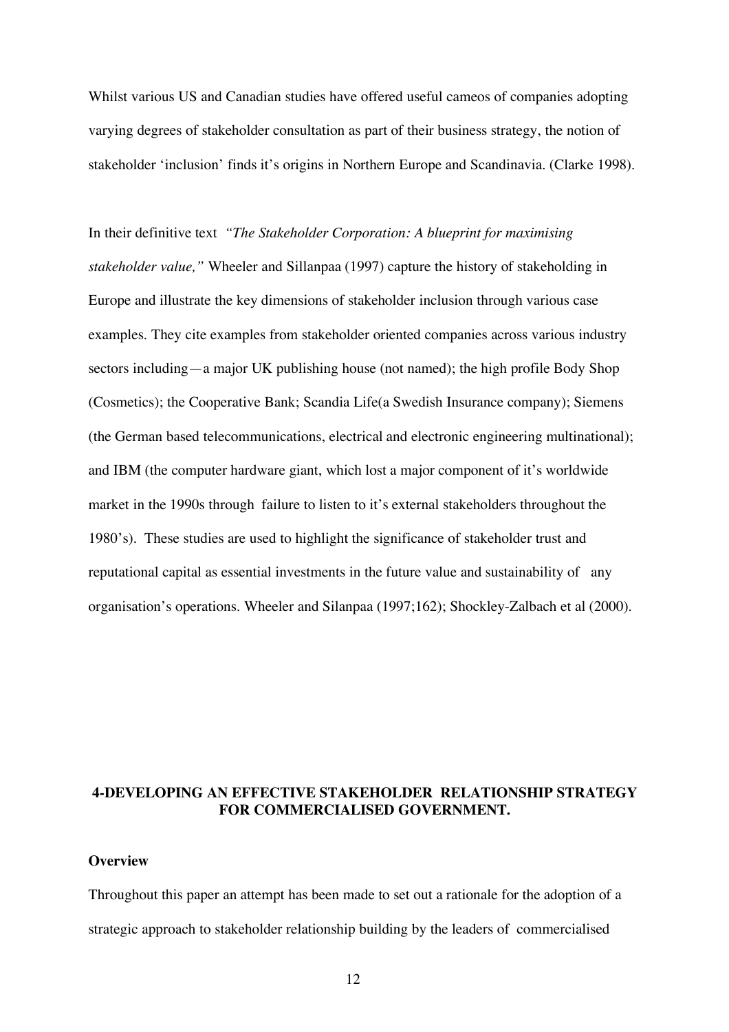Whilst various US and Canadian studies have offered useful cameos of companies adopting varying degrees of stakeholder consultation as part of their business strategy, the notion of stakeholder 'inclusion' finds it's origins in Northern Europe and Scandinavia. (Clarke 1998).

In their definitive text *"The Stakeholder Corporation: A blueprint for maximising stakeholder value,"* Wheeler and Sillanpaa (1997) capture the history of stakeholding in Europe and illustrate the key dimensions of stakeholder inclusion through various case examples. They cite examples from stakeholder oriented companies across various industry sectors including—a major UK publishing house (not named); the high profile Body Shop (Cosmetics); the Cooperative Bank; Scandia Life(a Swedish Insurance company); Siemens (the German based telecommunications, electrical and electronic engineering multinational); and IBM (the computer hardware giant, which lost a major component of it's worldwide market in the 1990s through failure to listen to it's external stakeholders throughout the 1980's). These studies are used to highlight the significance of stakeholder trust and reputational capital as essential investments in the future value and sustainability of any organisation's operations. Wheeler and Silanpaa (1997;162); Shockley-Zalbach et al (2000).

## 4-DEVELOPING AN EFFECTIVE STAKEHOLDER RELATIONSHIP STRATEGY FOR COMMERCIALISED GOVERNMENT.

### Overview

Throughout this paper an attempt has been made to set out a rationale for the adoption of a strategic approach to stakeholder relationship building by the leaders of commercialised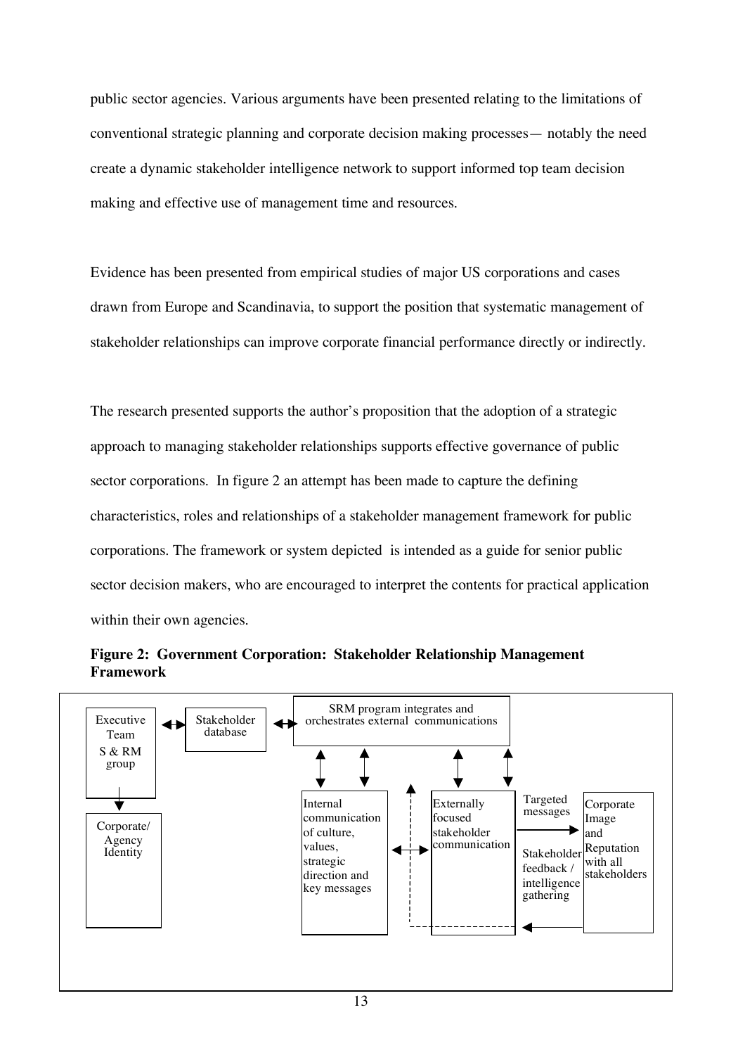public sector agencies. Various arguments have been presented relating to the limitations of conventional strategic planning and corporate decision making processes— notably the need create a dynamic stakeholder intelligence network to support informed top team decision making and effective use of management time and resources.

Evidence has been presented from empirical studies of major US corporations and cases drawn from Europe and Scandinavia, to support the position that systematic management of stakeholder relationships can improve corporate financial performance directly or indirectly.

The research presented supports the author's proposition that the adoption of a strategic approach to managing stakeholder relationships supports effective governance of public sector corporations. In figure 2 an attempt has been made to capture the defining characteristics, roles and relationships of a stakeholder management framework for public corporations. The framework or system depicted is intended as a guide for senior public sector decision makers, who are encouraged to interpret the contents for practical application within their own agencies.

**Figure 2: Government Corporation: Stakeholder Relationship Management Framework**

Executive Team S & RM group

Corporate/ Agency Identity

Stakeholder database

SRM program integrates and orchestrates external communications

Internal communication of culture, values, strategic direction and key messages

Externally focused stakeholder communication

Targeted messages

Stakeholder feedback / intelligence gathering

Corporate Image and Reputation with all stakeholders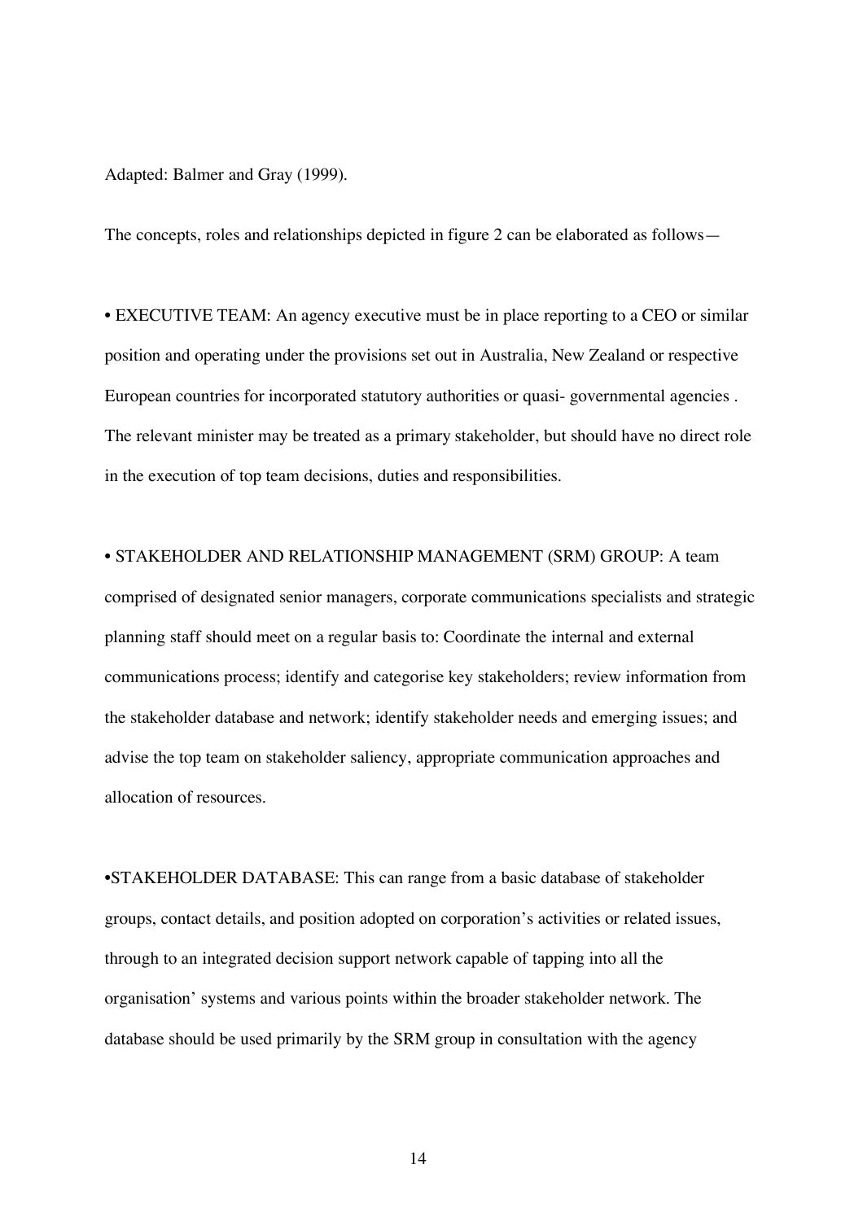Adapted: Balmer and Gray (1999).

The concepts, roles and relationships depicted in figure 2 can be elaborated as follows—

- EXECUTIVE TEAM: An agency executive must be in place reporting to a CEO or similar position and operating under the provisions set out in Australia, New Zealand or respective European countries for incorporated statutory authorities or quasi- governmental agencies . The relevant minister may be treated as a primary stakeholder, but should have no direct role in the execution of top team decisions, duties and responsibilities.

- STAKEHOLDER AND RELATIONSHIP MANAGEMENT (SRM) GROUP: A team comprised of designated senior managers, corporate communications specialists and strategic planning staff should meet on a regular basis to: Coordinate the internal and external communications process; identify and categorise key stakeholders; review information from the stakeholder database and network; identify stakeholder needs and emerging issues; and advise the top team on stakeholder saliency, appropriate communication approaches and allocation of resources.

- STAKEHOLDER DATABASE: This can range from a basic database of stakeholder groups, contact details, and position adopted on corporation's activities or related issues, through to an integrated decision support network capable of tapping into all the organisation' systems and various points within the broader stakeholder network. The database should be used primarily by the SRM group in consultation with the agency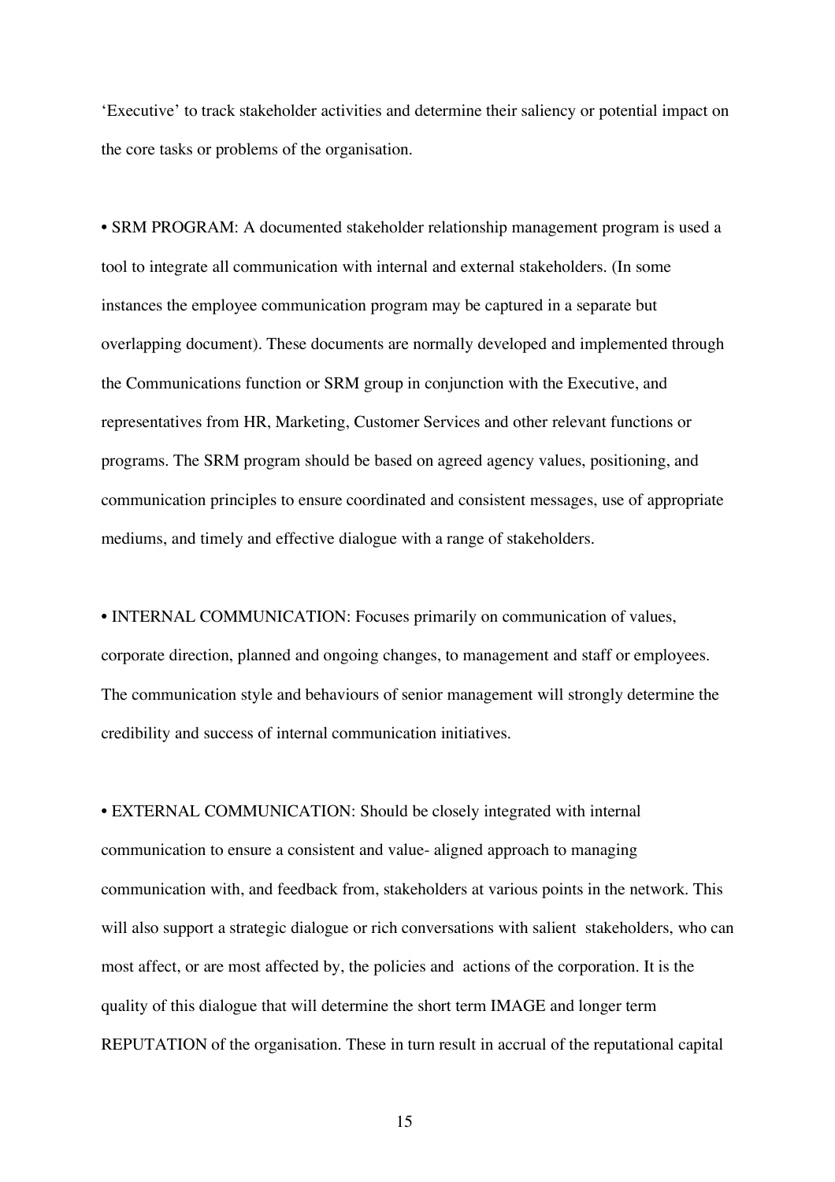'Executive' to track stakeholder activities and determine their saliency or potential impact on the core tasks or problems of the organisation.

• SRM PROGRAM: A documented stakeholder relationship management program is used a tool to integrate all communication with internal and external stakeholders. (In some instances the employee communication program may be captured in a separate but overlapping document). These documents are normally developed and implemented through the Communications function or SRM group in conjunction with the Executive, and representatives from HR, Marketing, Customer Services and other relevant functions or programs. The SRM program should be based on agreed agency values, positioning, and communication principles to ensure coordinated and consistent messages, use of appropriate mediums, and timely and effective dialogue with a range of stakeholders.

• INTERNAL COMMUNICATION: Focuses primarily on communication of values, corporate direction, planned and ongoing changes, to management and staff or employees. The communication style and behaviours of senior management will strongly determine the credibility and success of internal communication initiatives.

• EXTERNAL COMMUNICATION: Should be closely integrated with internal communication to ensure a consistent and value- aligned approach to managing communication with, and feedback from, stakeholders at various points in the network. This will also support a strategic dialogue or rich conversations with salient stakeholders, who can most affect, or are most affected by, the policies and actions of the corporation. It is the quality of this dialogue that will determine the short term IMAGE and longer term REPUTATION of the organisation. These in turn result in accrual of the reputational capital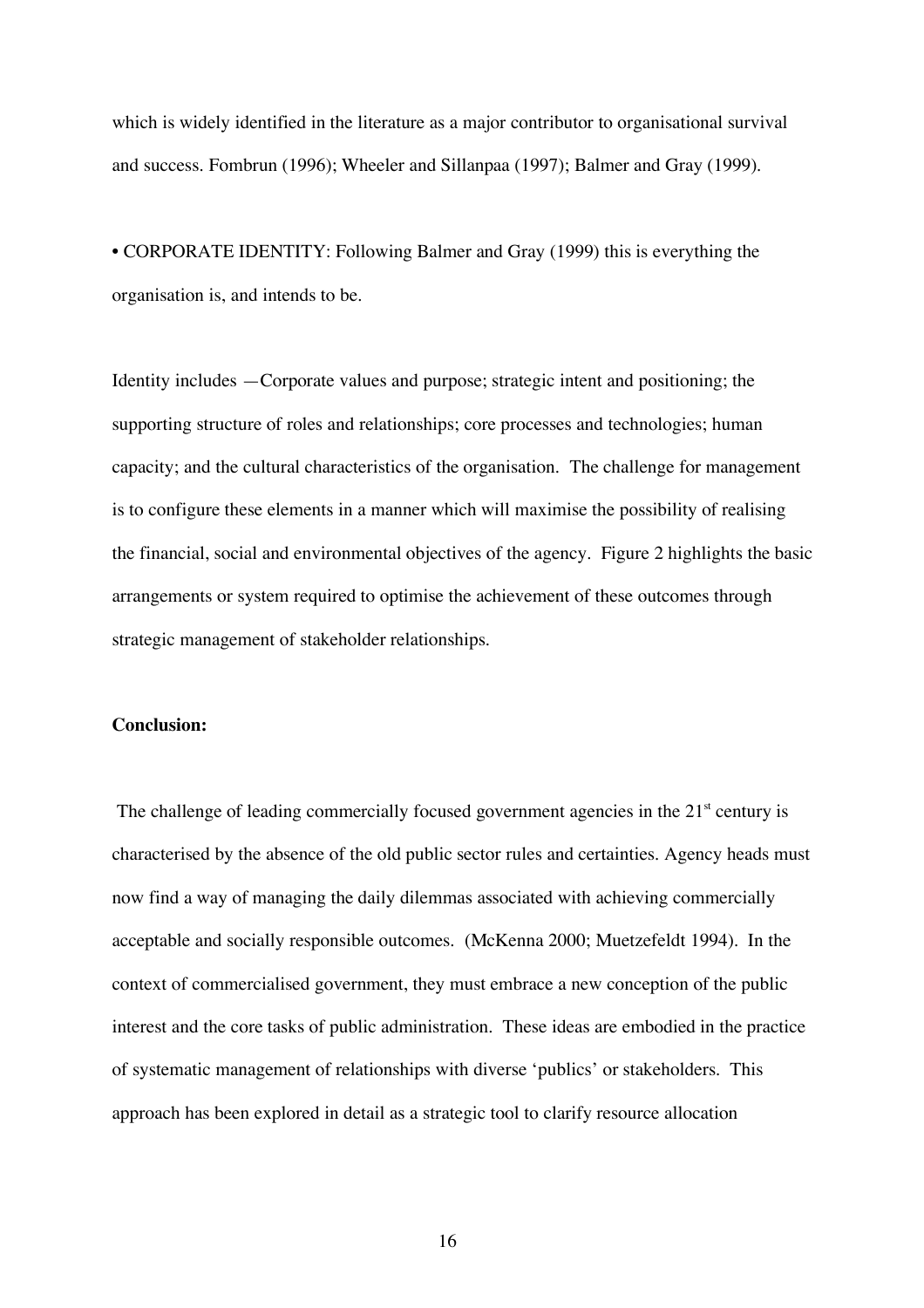which is widely identified in the literature as a major contributor to organisational survival and success. Fombrun (1996); Wheeler and Sillanpaa (1997); Balmer and Gray (1999).

• CORPORATE IDENTITY: Following Balmer and Gray (1999) this is everything the organisation is, and intends to be.

Identity includes —Corporate values and purpose; strategic intent and positioning; the supporting structure of roles and relationships; core processes and technologies; human capacity; and the cultural characteristics of the organisation. The challenge for management is to configure these elements in a manner which will maximise the possibility of realising the financial, social and environmental objectives of the agency. Figure 2 highlights the basic arrangements or system required to optimise the achievement of these outcomes through strategic management of stakeholder relationships.

**Conclusion:**

The challenge of leading commercially focused government agencies in the 21st century is characterised by the absence of the old public sector rules and certainties. Agency heads must now find a way of managing the daily dilemmas associated with achieving commercially acceptable and socially responsible outcomes. (McKenna 2000; Muetzefeldt 1994). In the context of commercialised government, they must embrace a new conception of the public interest and the core tasks of public administration. These ideas are embodied in the practice of systematic management of relationships with diverse 'publics' or stakeholders. This approach has been explored in detail as a strategic tool to clarify resource allocation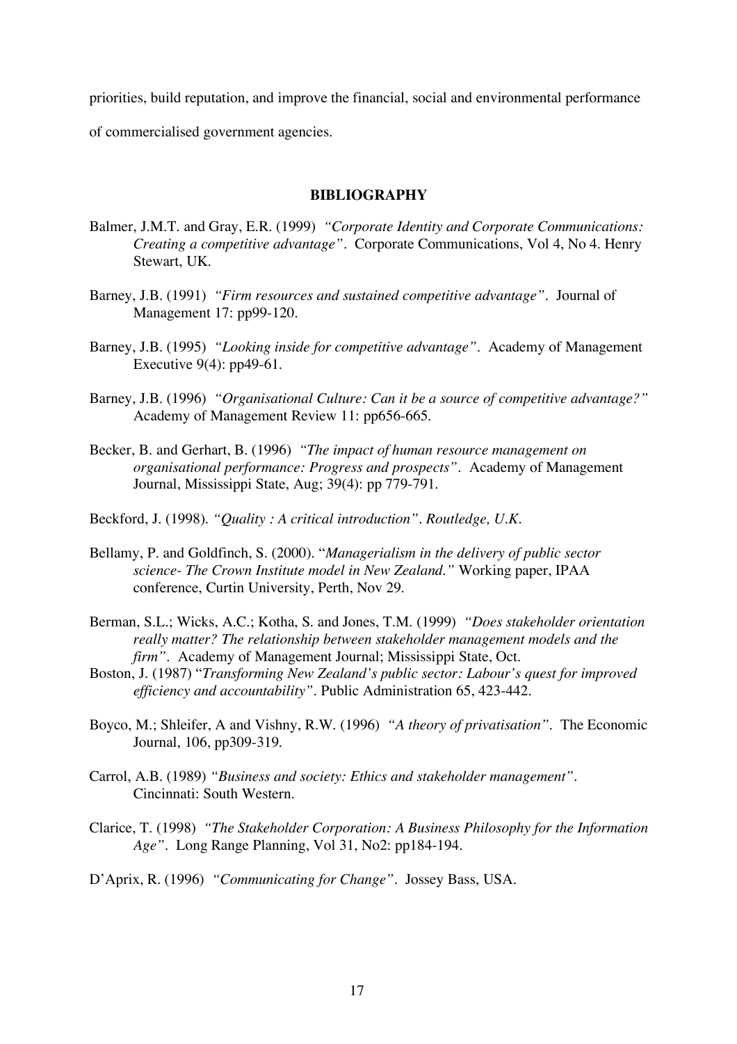priorities, build reputation, and improve the financial, social and environmental performance of commercialised government agencies.

## BIBLIOGRAPHY

Balmer, J.M.T. and Gray, E.R. (1999) *"Corporate Identity and Corporate Communications: Creating a competitive advantage"*. Corporate Communications, Vol 4, No 4. Henry Stewart, UK.

Barney, J.B. (1991) *"Firm resources and sustained competitive advantage"*. Journal of Management 17: pp99-120.

Barney, J.B. (1995) *"Looking inside for competitive advantage"*. Academy of Management Executive 9(4): pp49-61.

Barney, J.B. (1996) *"Organisational Culture: Can it be a source of competitive advantage?"* Academy of Management Review 11: pp656-665.

Becker, B. and Gerhart, B. (1996) *"The impact of human resource management on organisational performance: Progress and prospects"*. Academy of Management Journal, Mississippi State, Aug; 39(4): pp 779-791.

Beckford, J. (1998). *"Quality : A critical introduction". Routledge, U.K.*

Bellamy, P. and Goldfinch, S. (2000). "*Managerialism in the delivery of public sector science- The Crown Institute model in New Zealand."* Working paper, IPAA conference, Curtin University, Perth, Nov 29.

Berman, S.L.; Wicks, A.C.; Kotha, S. and Jones, T.M. (1999) *"Does stakeholder orientation really matter? The relationship between stakeholder management models and the firm"*. Academy of Management Journal; Mississippi State, Oct.

Boston, J. (1987) "*Transforming New Zealand's public sector: Labour's quest for improved efficiency and accountability"*. Public Administration 65, 423-442.

Boyco, M.; Shleifer, A and Vishny, R.W. (1996) *"A theory of privatisation"*. The Economic Journal, 106, pp309-319.

Carrol, A.B. (1989) *"Business and society: Ethics and stakeholder management"*. Cincinnati: South Western.

Clarice, T. (1998) *"The Stakeholder Corporation: A Business Philosophy for the Information Age"*. Long Range Planning, Vol 31, No2: pp184-194.

D'Aprix, R. (1996) *"Communicating for Change"*. Jossey Bass, USA.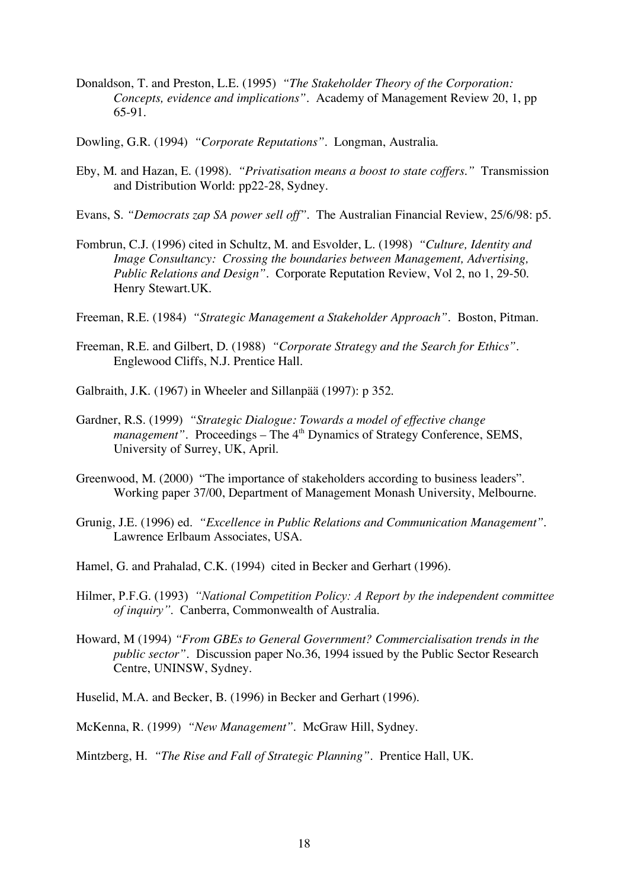Donaldson, T. and Preston, L.E. (1995) *"The Stakeholder Theory of the Corporation: Concepts, evidence and implications"*. Academy of Management Review 20, 1, pp 65-91.

Dowling, G.R. (1994) *"Corporate Reputations"*. Longman, Australia.

Eby, M. and Hazan, E. (1998). *"Privatisation means a boost to state coffers."* Transmission and Distribution World: pp22-28, Sydney.

Evans, S. *"Democrats zap SA power sell off"*. The Australian Financial Review, 25/6/98: p5.

Fombrun, C.J. (1996) cited in Schultz, M. and Esvolder, L. (1998) *"Culture, Identity and Image Consultancy: Crossing the boundaries between Management, Advertising, Public Relations and Design"*. Corporate Reputation Review, Vol 2, no 1, 29-50. Henry Stewart.UK.

Freeman, R.E. (1984) *"Strategic Management a Stakeholder Approach"*. Boston, Pitman.

Freeman, R.E. and Gilbert, D. (1988) *"Corporate Strategy and the Search for Ethics"*. Englewood Cliffs, N.J. Prentice Hall.

Galbraith, J.K. (1967) in Wheeler and Sillanpää (1997): p 352.

Gardner, R.S. (1999) *"Strategic Dialogue: Towards a model of effective change management"*. Proceedings – The 4th Dynamics of Strategy Conference, SEMS, University of Surrey, UK, April.

Greenwood, M. (2000) "The importance of stakeholders according to business leaders". Working paper 37/00, Department of Management Monash University, Melbourne.

Grunig, J.E. (1996) ed. *"Excellence in Public Relations and Communication Management"*. Lawrence Erlbaum Associates, USA.

Hamel, G. and Prahalad, C.K. (1994) cited in Becker and Gerhart (1996).

Hilmer, P.F.G. (1993) *"National Competition Policy: A Report by the independent committee of inquiry"*. Canberra, Commonwealth of Australia.

Howard, M (1994) *"From GBEs to General Government? Commercialisation trends in the public sector"*. Discussion paper No.36, 1994 issued by the Public Sector Research Centre, UNINSW, Sydney.

Huselid, M.A. and Becker, B. (1996) in Becker and Gerhart (1996).

McKenna, R. (1999) *"New Management"*. McGraw Hill, Sydney.

Mintzberg, H. *"The Rise and Fall of Strategic Planning"*. Prentice Hall, UK.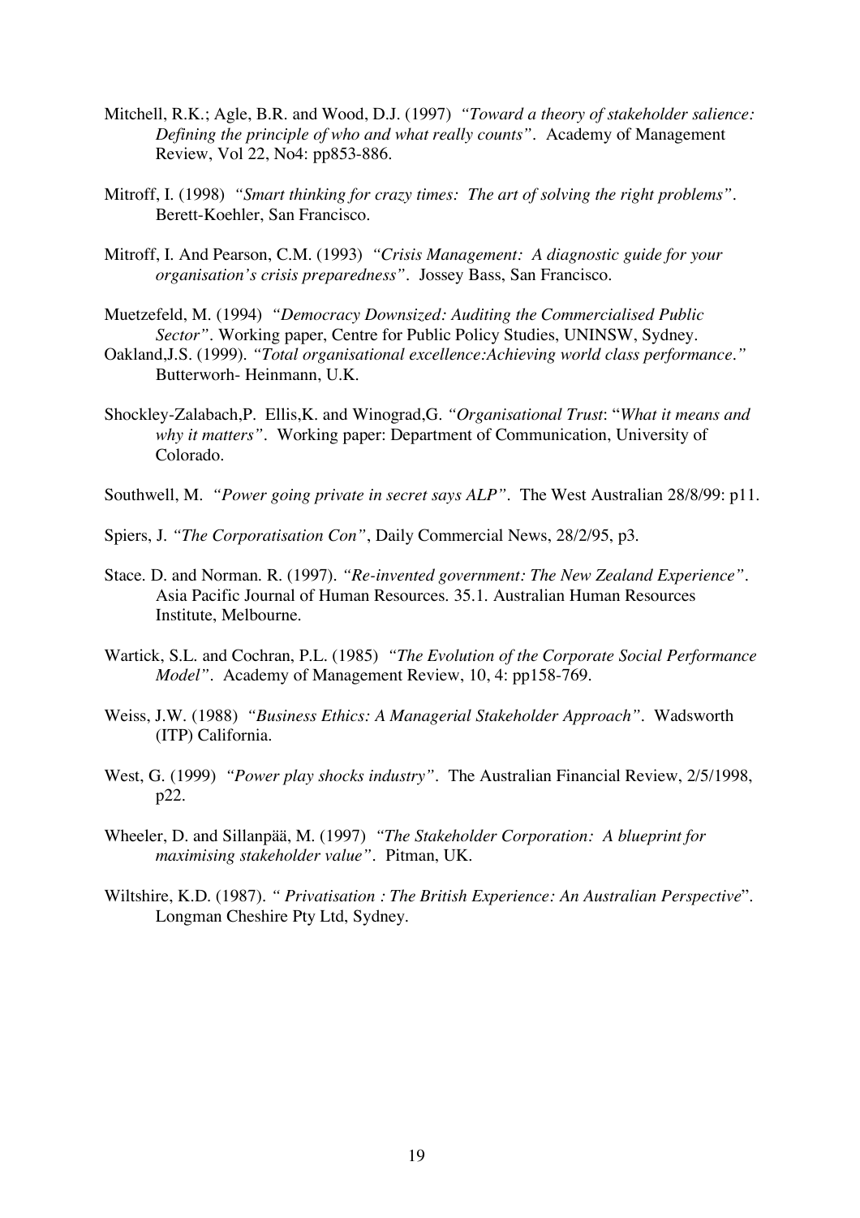Mitchell, R.K.; Agle, B.R. and Wood, D.J. (1997) *"Toward a theory of stakeholder salience: Defining the principle of who and what really counts"*. Academy of Management Review, Vol 22, No4: pp853-886.

Mitroff, I. (1998) *"Smart thinking for crazy times: The art of solving the right problems"*. Berett-Koehler, San Francisco.

Mitroff, I. And Pearson, C.M. (1993) *"Crisis Management: A diagnostic guide for your organisation's crisis preparedness"*. Jossey Bass, San Francisco.

Muetzefeld, M. (1994) *"Democracy Downsized: Auditing the Commercialised Public Sector"*. Working paper, Centre for Public Policy Studies, UNINSW, Sydney.

Oakland,J.S. (1999). *"Total organisational excellence:Achieving world class performance."* Butterworh- Heinmann, U.K.

Shockley-Zalabach,P. Ellis,K. and Winograd,G. *"Organisational Trust*: "*What it means and why it matters"*. Working paper: Department of Communication, University of Colorado.

Southwell, M. *"Power going private in secret says ALP"*. The West Australian 28/8/99: p11.

Spiers, J. *"The Corporatisation Con"*, Daily Commercial News, 28/2/95, p3.

Stace. D. and Norman. R. (1997). *"Re-invented government: The New Zealand Experience"*. Asia Pacific Journal of Human Resources. 35.1. Australian Human Resources Institute, Melbourne.

Wartick, S.L. and Cochran, P.L. (1985) *"The Evolution of the Corporate Social Performance Model"*. Academy of Management Review, 10, 4: pp158-769.

Weiss, J.W. (1988) *"Business Ethics: A Managerial Stakeholder Approach"*. Wadsworth (ITP) California.

West, G. (1999) *"Power play shocks industry"*. The Australian Financial Review, 2/5/1998, p22.

Wheeler, D. and Sillanpää, M. (1997) *"The Stakeholder Corporation: A blueprint for maximising stakeholder value"*. Pitman, UK.

Wiltshire, K.D. (1987). *" Privatisation : The British Experience: An Australian Perspective*". Longman Cheshire Pty Ltd, Sydney.